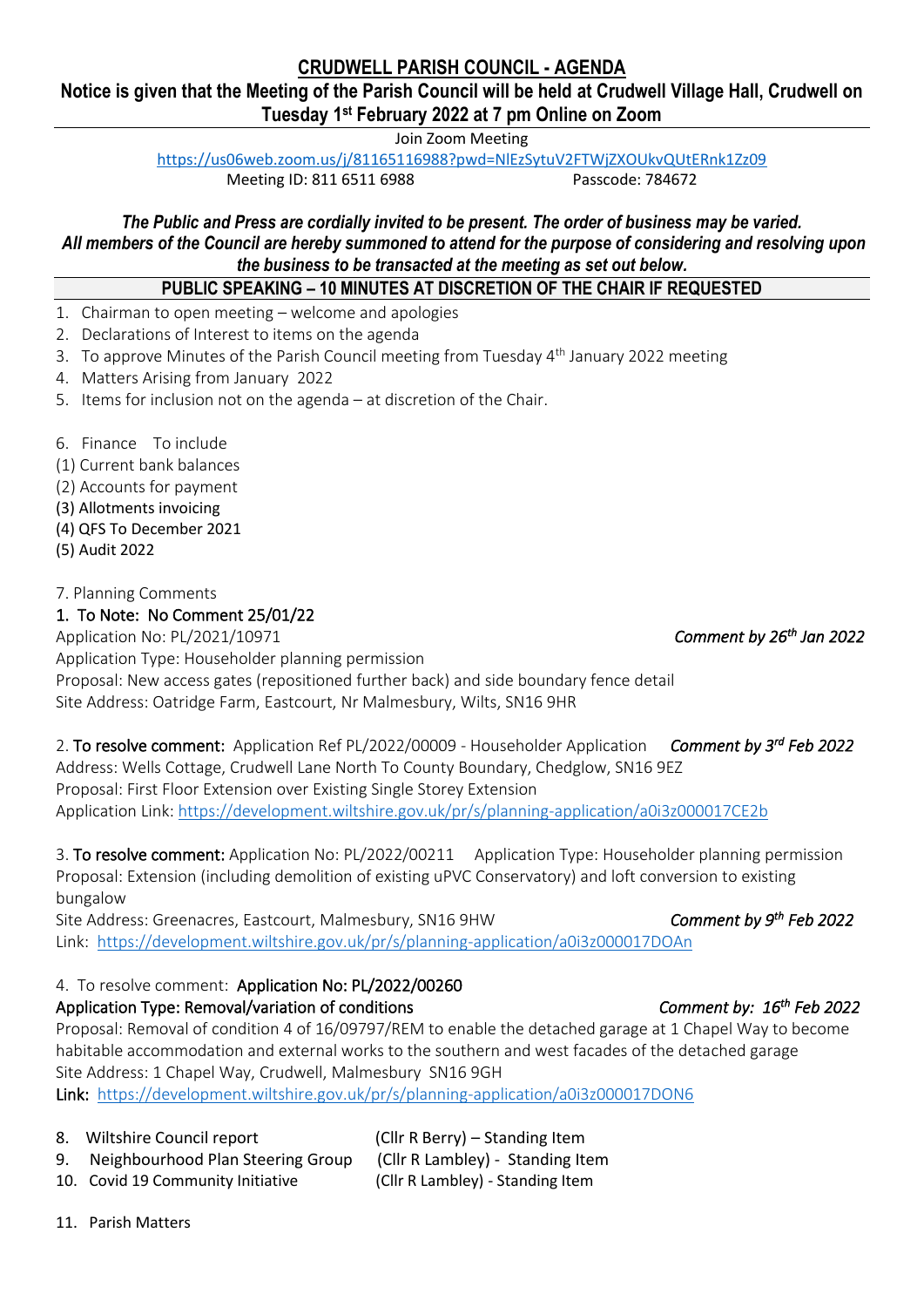# CRUDWELL PARISH COUNCIL - AGENDA

## Notice is given that the Meeting of the Parish Council will be held at Crudwell Village Hall, Crudwell on Tuesday 1st February 2022 at 7 pm Online on Zoom

Join Zoom Meeting

https://us06web.zoom.us/j/81165116988?pwd=NlEzSytuV2FTWjZXOUkvQUtERnk1Zz09

Meeting ID: 811 6511 6988 Passcode: 784672

***The Public and Press are cordially invited to be present. The order of business may be varied. All members of the Council are hereby summoned to attend for the purpose of considering and resolving upon the business to be transacted at the meeting as set out below.***

**PUBLIC SPEAKING – 10 MINUTES AT DISCRETION OF THE CHAIR IF REQUESTED**

1. Chairman to open meeting – welcome and apologies
2. Declarations of Interest to items on the agenda
3. To approve Minutes of the Parish Council meeting from Tuesday 4th January 2022 meeting
4. Matters Arising from January 2022
5. Items for inclusion not on the agenda – at discretion of the Chair.

6. Finance To include

(1) Current bank balances
(2) Accounts for payment
(3) Allotments invoicing
(4) QFS To December 2021
(5) Audit 2022

7. Planning Comments

1. To Note: No Comment 25/01/22

Application No: PL/2021/10971 *Comment by 26th Jan 2022*

Application Type: Householder planning permission

Proposal: New access gates (repositioned further back) and side boundary fence detail

Site Address: Oatridge Farm, Eastcourt, Nr Malmesbury, Wilts, SN16 9HR

2. To resolve comment: Application Ref PL/2022/00009 - Householder Application *Comment by 3rd Feb 2022*

Address: Wells Cottage, Crudwell Lane North To County Boundary, Chedglow, SN16 9EZ

Proposal: First Floor Extension over Existing Single Storey Extension

Application Link: https://development.wiltshire.gov.uk/pr/s/planning-application/a0i3z000017CE2b

3. To resolve comment: Application No: PL/2022/00211 Application Type: Householder planning permission

Proposal: Extension (including demolition of existing uPVC Conservatory) and loft conversion to existing bungalow

Site Address: Greenacres, Eastcourt, Malmesbury, SN16 9HW *Comment by 9th Feb 2022*

Link: https://development.wiltshire.gov.uk/pr/s/planning-application/a0i3z000017DOAn

4. To resolve comment: Application No: PL/2022/00260

Application Type: Removal/variation of conditions *Comment by: 16th Feb 2022*

Proposal: Removal of condition 4 of 16/09797/REM to enable the detached garage at 1 Chapel Way to become habitable accommodation and external works to the southern and west facades of the detached garage

Site Address: 1 Chapel Way, Crudwell, Malmesbury SN16 9GH

Link: https://development.wiltshire.gov.uk/pr/s/planning-application/a0i3z000017DON6

8. Wiltshire Council report (Cllr R Berry) – Standing Item
9. Neighbourhood Plan Steering Group (Cllr R Lambley) - Standing Item
10. Covid 19 Community Initiative (Cllr R Lambley) - Standing Item

11. Parish Matters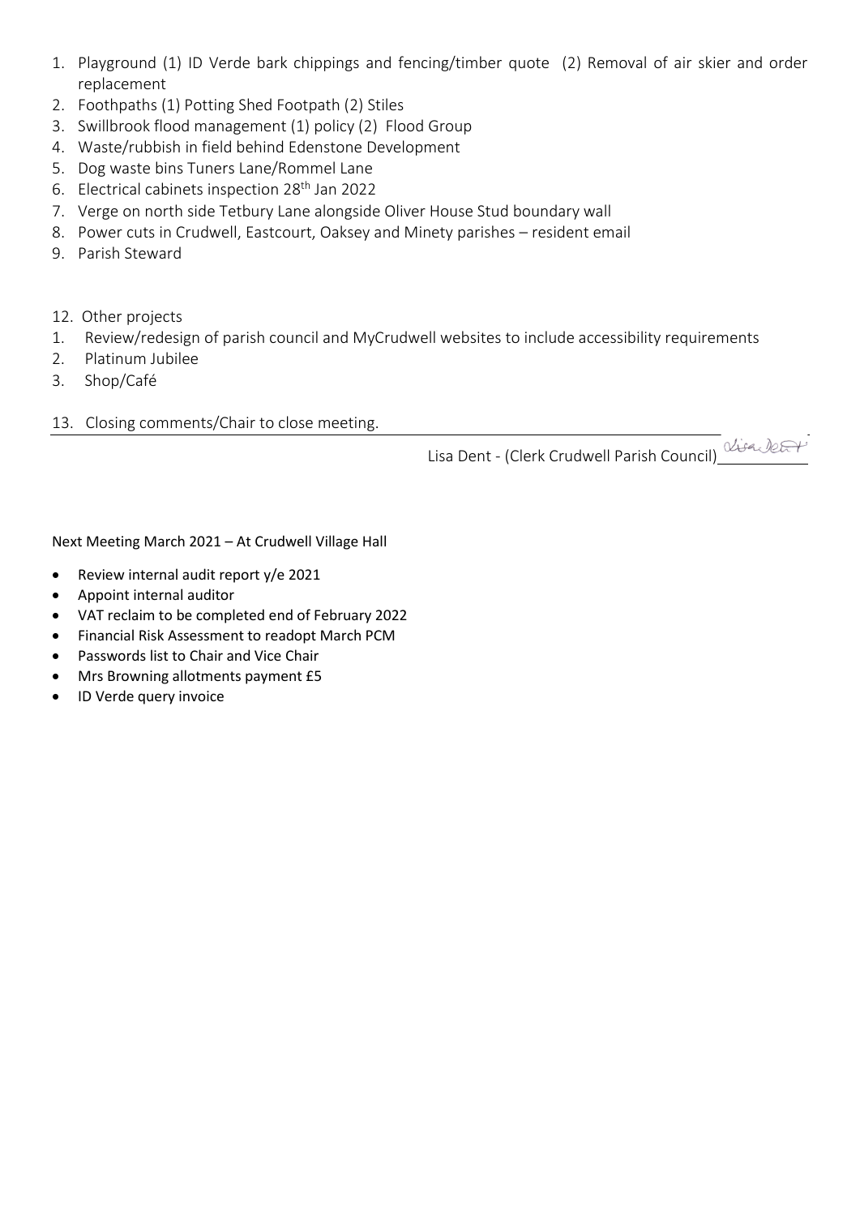1. Playground (1) ID Verde bark chippings and fencing/timber quote (2) Removal of air skier and order replacement
2. Foothpaths (1) Potting Shed Footpath (2) Stiles
3. Swillbrook flood management (1) policy (2) Flood Group
4. Waste/rubbish in field behind Edenstone Development
5. Dog waste bins Tuners Lane/Rommel Lane
6. Electrical cabinets inspection 28th Jan 2022
7. Verge on north side Tetbury Lane alongside Oliver House Stud boundary wall
8. Power cuts in Crudwell, Eastcourt, Oaksey and Minety parishes – resident email
9. Parish Steward

12. Other projects

1. Review/redesign of parish council and MyCrudwell websites to include accessibility requirements
2. Platinum Jubilee
3. Shop/Café

13. Closing comments/Chair to close meeting.

Lisa Dent - (Clerk Crudwell Parish Council) Lisa Dent

Next Meeting March 2021 – At Crudwell Village Hall

- Review internal audit report y/e 2021
- Appoint internal auditor
- VAT reclaim to be completed end of February 2022
- Financial Risk Assessment to readopt March PCM
- Passwords list to Chair and Vice Chair
- Mrs Browning allotments payment £5
- ID Verde query invoice